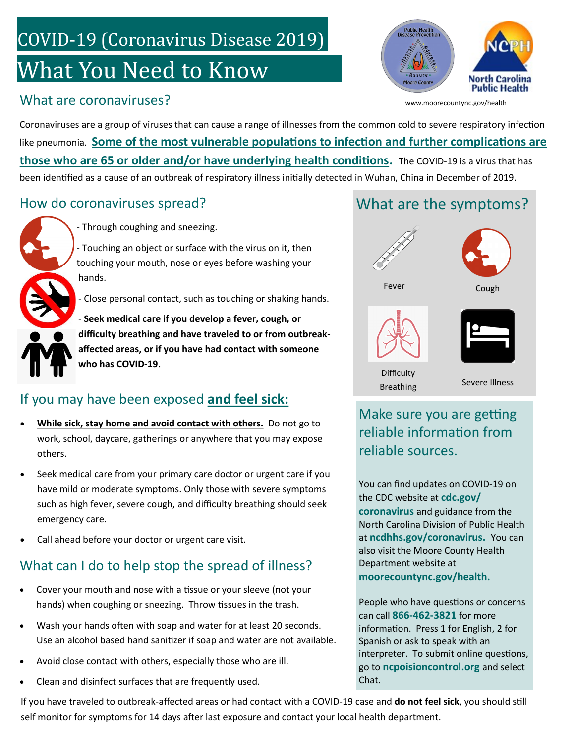# COVID-19 (Coronavirus Disease 2019)

# What You Need to Know

www.moorecountync.gov/health

## What are coronaviruses?

Coronaviruses are a group of viruses that can cause a range of illnesses from the common cold to severe respiratory infection like pneumonia. **Some of the most vulnerable populations to infection and further complications are those who are 65 or older and/or have underlying health conditions.** The COVID-19 is a virus that has been identified as a cause of an outbreak of respiratory illness initially detected in Wuhan, China in December of 2019.

## How do coronaviruses spread?

- Through coughing and sneezing.
- Touching an object or surface with the virus on it, then touching your mouth, nose or eyes before washing your hands.
- Close personal contact, such as touching or shaking hands.
- **Seek medical care if you develop a fever, cough, or difficulty breathing and have traveled to or from outbreak-affected areas, or if you have had contact with someone who has COVID-19.**

## If you may have been exposed **and feel sick:**

- **While sick, stay home and avoid contact with others.** Do not go to work, school, daycare, gatherings or anywhere that you may expose others.
- Seek medical care from your primary care doctor or urgent care if you have mild or moderate symptoms. Only those with severe symptoms such as high fever, severe cough, and difficulty breathing should seek emergency care.
- Call ahead before your doctor or urgent care visit.

## What can I do to help stop the spread of illness?

- Cover your mouth and nose with a tissue or your sleeve (not your hands) when coughing or sneezing. Throw tissues in the trash.
- Wash your hands often with soap and water for at least 20 seconds. Use an alcohol based hand sanitizer if soap and water are not available.
- Avoid close contact with others, especially those who are ill.
- Clean and disinfect surfaces that are frequently used.

## What are the symptoms?

- Fever
- Cough
- Difficulty Breathing
- Severe Illness

## Make sure you are getting reliable information from reliable sources.

You can find updates on COVID-19 on the CDC website at **cdc.gov/coronavirus** and guidance from the North Carolina Division of Public Health at **ncdhhs.gov/coronavirus.** You can also visit the Moore County Health Department website at **moorecountync.gov/health.**

People who have questions or concerns can call **866-462-3821** for more information. Press 1 for English, 2 for Spanish or ask to speak with an interpreter. To submit online questions, go to **ncpoisioncontrol.org** and select Chat.

If you have traveled to outbreak-affected areas or had contact with a COVID-19 case and **do not feel sick**, you should still self monitor for symptoms for 14 days after last exposure and contact your local health department.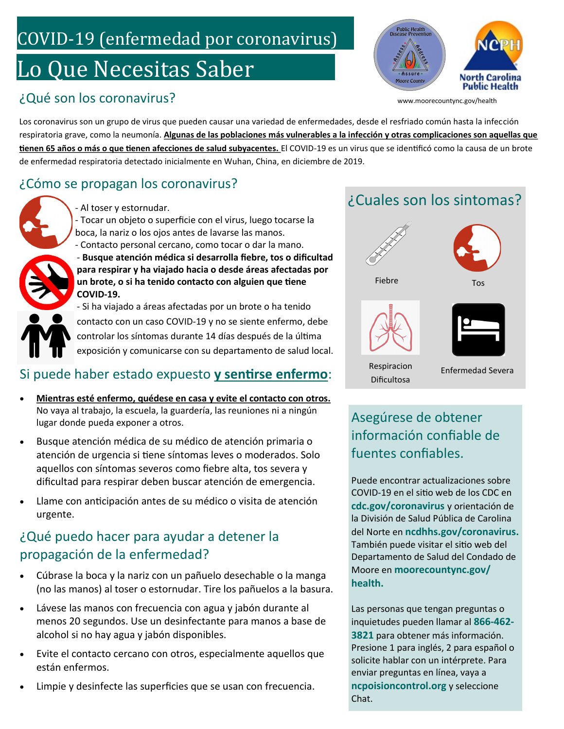# COVID-19 (enfermedad por coronavirus)

# Lo Que Necesitas Saber

Public Health Disease Prevention · Assess · Address · Assure · Moore County

NCPH North Carolina Public Health

www.moorecountync.gov/health

## ¿Qué son los coronavirus?

Los coronavirus son un grupo de virus que pueden causar una variedad de enfermedades, desde el resfriado común hasta la infección respiratoria grave, como la neumonía. **Algunas de las poblaciones más vulnerables a la infección y otras complicaciones son aquellas que tienen 65 años o más o que tienen afecciones de salud subyacentes.** El COVID-19 es un virus que se identificó como la causa de un brote de enfermedad respiratoria detectado inicialmente en Wuhan, China, en diciembre de 2019.

## ¿Cómo se propagan los coronavirus?

- Al toser y estornudar.
- Tocar un objeto o superficie con el virus, luego tocarse la boca, la nariz o los ojos antes de lavarse las manos.
- Contacto personal cercano, como tocar o dar la mano.
- **Busque atención médica si desarrolla fiebre, tos o dificultad para respirar y ha viajado hacia o desde áreas afectadas por un brote, o si ha tenido contacto con alguien que tiene COVID-19.**
- Si ha viajado a áreas afectadas por un brote o ha tenido contacto con un caso COVID-19 y no se siente enfermo, debe controlar los síntomas durante 14 días después de la última exposición y comunicarse con su departamento de salud local.

## Si puede haber estado expuesto y sentirse enfermo:

- **Mientras esté enfermo, quédese en casa y evite el contacto con otros.** No vaya al trabajo, la escuela, la guardería, las reuniones ni a ningún lugar donde pueda exponer a otros.
- Busque atención médica de su médico de atención primaria o atención de urgencia si tiene síntomas leves o moderados. Solo aquellos con síntomas severos como fiebre alta, tos severa y dificultad para respirar deben buscar atención de emergencia.
- Llame con anticipación antes de su médico o visita de atención urgente.

## ¿Qué puedo hacer para ayudar a detener la propagación de la enfermedad?

- Cúbrase la boca y la nariz con un pañuelo desechable o la manga (no las manos) al toser o estornudar. Tire los pañuelos a la basura.
- Lávese las manos con frecuencia con agua y jabón durante al menos 20 segundos. Use un desinfectante para manos a base de alcohol si no hay agua y jabón disponibles.
- Evite el contacto cercano con otros, especialmente aquellos que están enfermos.
- Limpie y desinfecte las superficies que se usan con frecuencia.

## ¿Cuales son los sintomas?

Fiebre

Tos

Respiracion Dificultosa

Enfermedad Severa

## Asegúrese de obtener información confiable de fuentes confiables.

Puede encontrar actualizaciones sobre COVID-19 en el sitio web de los CDC en **cdc.gov/coronavirus** y orientación de la División de Salud Pública de Carolina del Norte en **ncdhhs.gov/coronavirus.** También puede visitar el sitio web del Departamento de Salud del Condado de Moore en **moorecountync.gov/health.**

Las personas que tengan preguntas o inquietudes pueden llamar al **866-462-3821** para obtener más información. Presione 1 para inglés, 2 para español o solicite hablar con un intérprete. Para enviar preguntas en línea, vaya a **ncpoisioncontrol.org** y seleccione Chat.